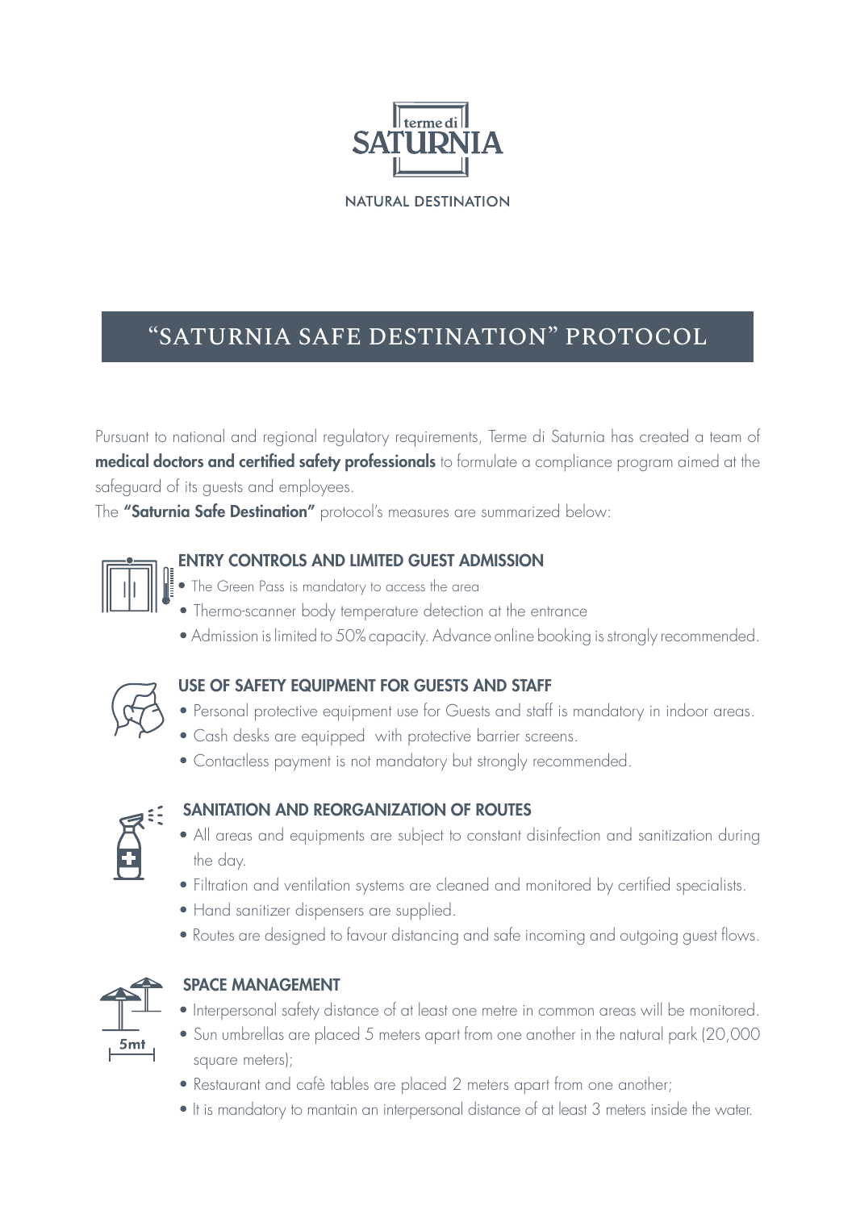terme di
**SATURNIA**

NATURAL DESTINATION

# "SATURNIA SAFE DESTINATION" PROTOCOL

Pursuant to national and regional regulatory requirements, Terme di Saturnia has created a team of **medical doctors and certified safety professionals** to formulate a compliance program aimed at the safeguard of its guests and employees.

The **"Saturnia Safe Destination"** protocol's measures are summarized below:

## ENTRY CONTROLS AND LIMITED GUEST ADMISSION

- The Green Pass is mandatory to access the area
- Thermo-scanner body temperature detection at the entrance
- Admission is limited to 50% capacity. Advance online booking is strongly recommended.

## USE OF SAFETY EQUIPMENT FOR GUESTS AND STAFF

- Personal protective equipment use for Guests and staff is mandatory in indoor areas.
- Cash desks are equipped with protective barrier screens.
- Contactless payment is not mandatory but strongly recommended.

## SANITATION AND REORGANIZATION OF ROUTES

- All areas and equipments are subject to constant disinfection and sanitization during the day.
- Filtration and ventilation systems are cleaned and monitored by certified specialists.
- Hand sanitizer dispensers are supplied.
- Routes are designed to favour distancing and safe incoming and outgoing guest flows.

## SPACE MANAGEMENT

- Interpersonal safety distance of at least one metre in common areas will be monitored.
- Sun umbrellas are placed 5 meters apart from one another in the natural park (20,000 square meters);
- Restaurant and cafè tables are placed 2 meters apart from one another;
- It is mandatory to mantain an interpersonal distance of at least 3 meters inside the water.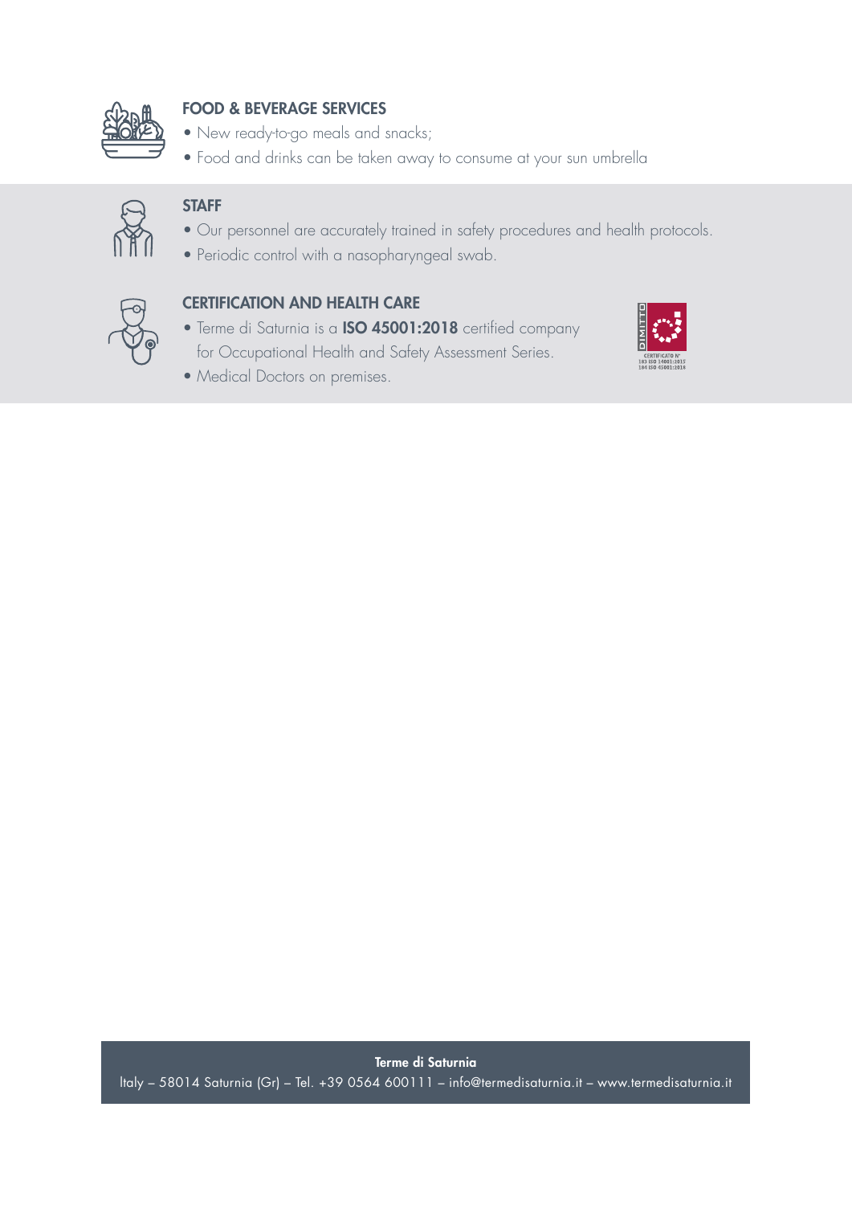## FOOD & BEVERAGE SERVICES

- New ready-to-go meals and snacks;
- Food and drinks can be taken away to consume at your sun umbrella

## STAFF

- Our personnel are accurately trained in safety procedures and health protocols.
- Periodic control with a nasopharyngeal swab.

## CERTIFICATION AND HEALTH CARE

- Terme di Saturnia is a **ISO 45001:2018** certified company for Occupational Health and Safety Assessment Series.
- Medical Doctors on premises.

DIMITTO

CERTIFICATO N°
183 ISO 14001:2015
184 ISO 45001:2018

**Terme di Saturnia**

Italy – 58014 Saturnia (Gr) – Tel. +39 0564 600111 – info@termedisaturnia.it – www.termedisaturnia.it